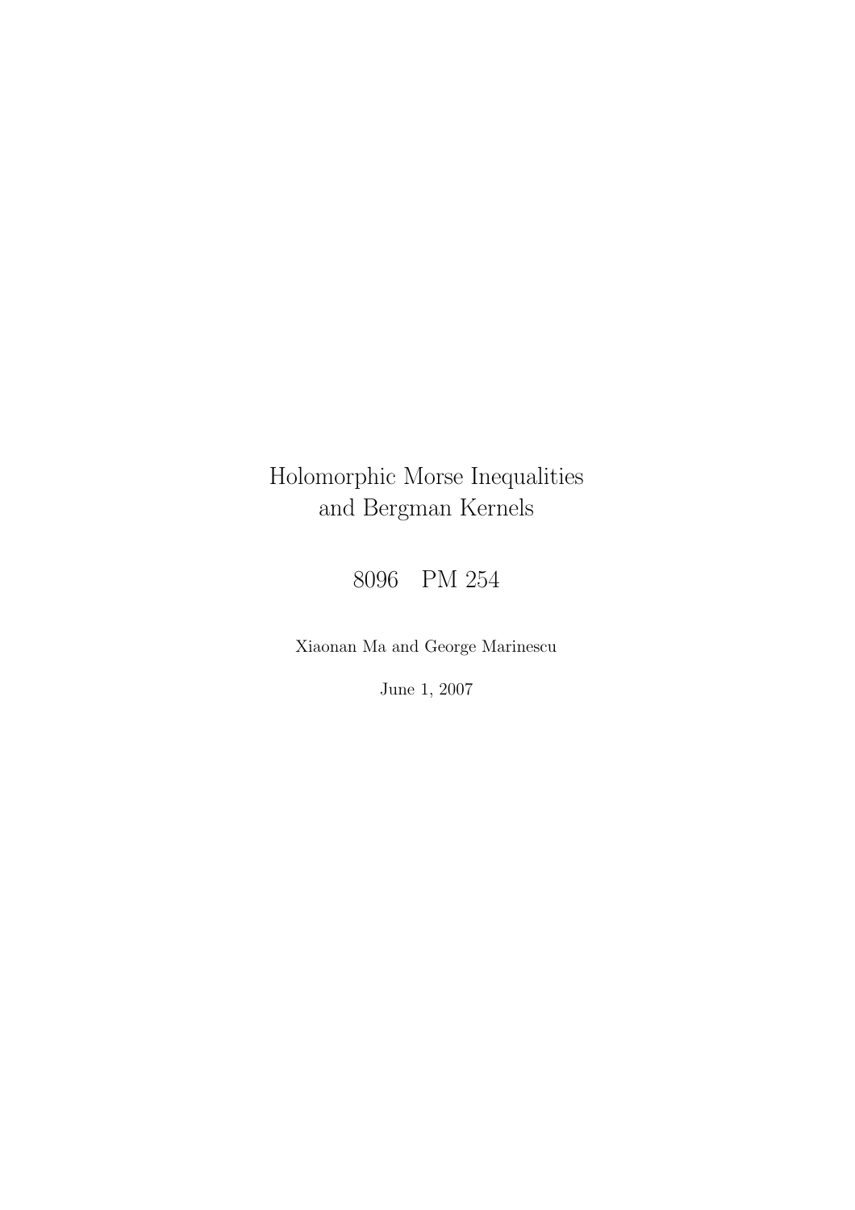# Holomorphic Morse Inequalities and Bergman Kernels

8096 PM 254

Xiaonan Ma and George Marinescu

June 1, 2007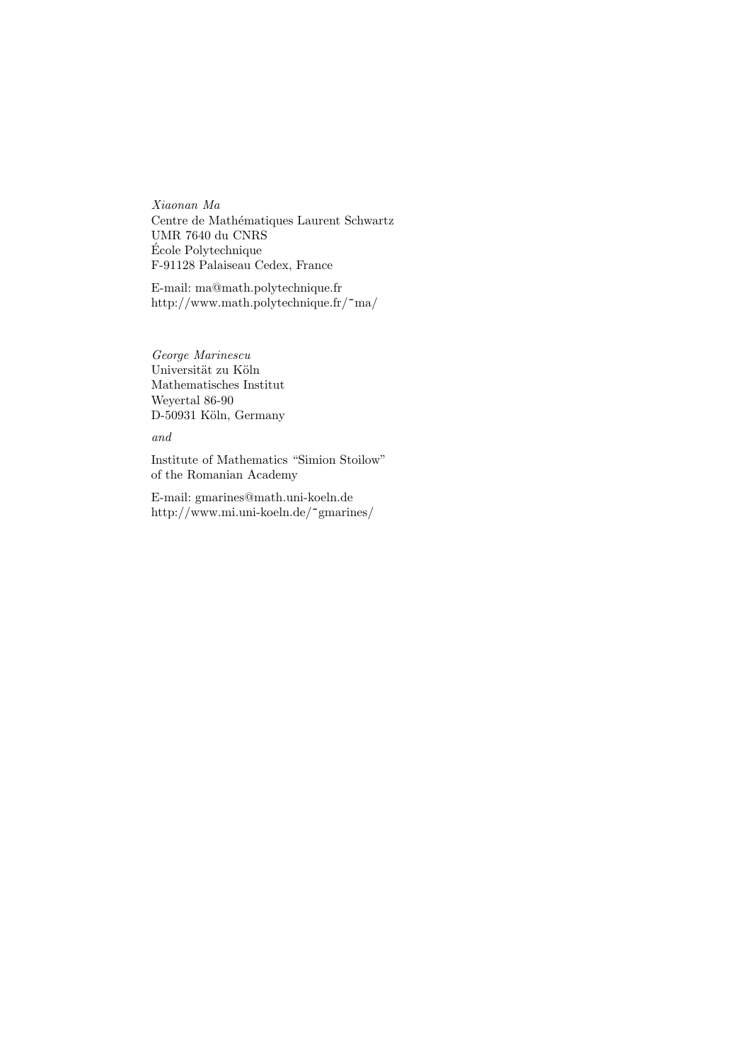*Xiaonan Ma*
Centre de Mathématiques Laurent Schwartz
UMR 7640 du CNRS
École Polytechnique
F-91128 Palaiseau Cedex, France

E-mail: ma@math.polytechnique.fr
http://www.math.polytechnique.fr/~ma/

*George Marinescu*
Universität zu Köln
Mathematisches Institut
Weyertal 86-90
D-50931 Köln, Germany

*and*

Institute of Mathematics "Simion Stoilow"
of the Romanian Academy

E-mail: gmarines@math.uni-koeln.de
http://www.mi.uni-koeln.de/~gmarines/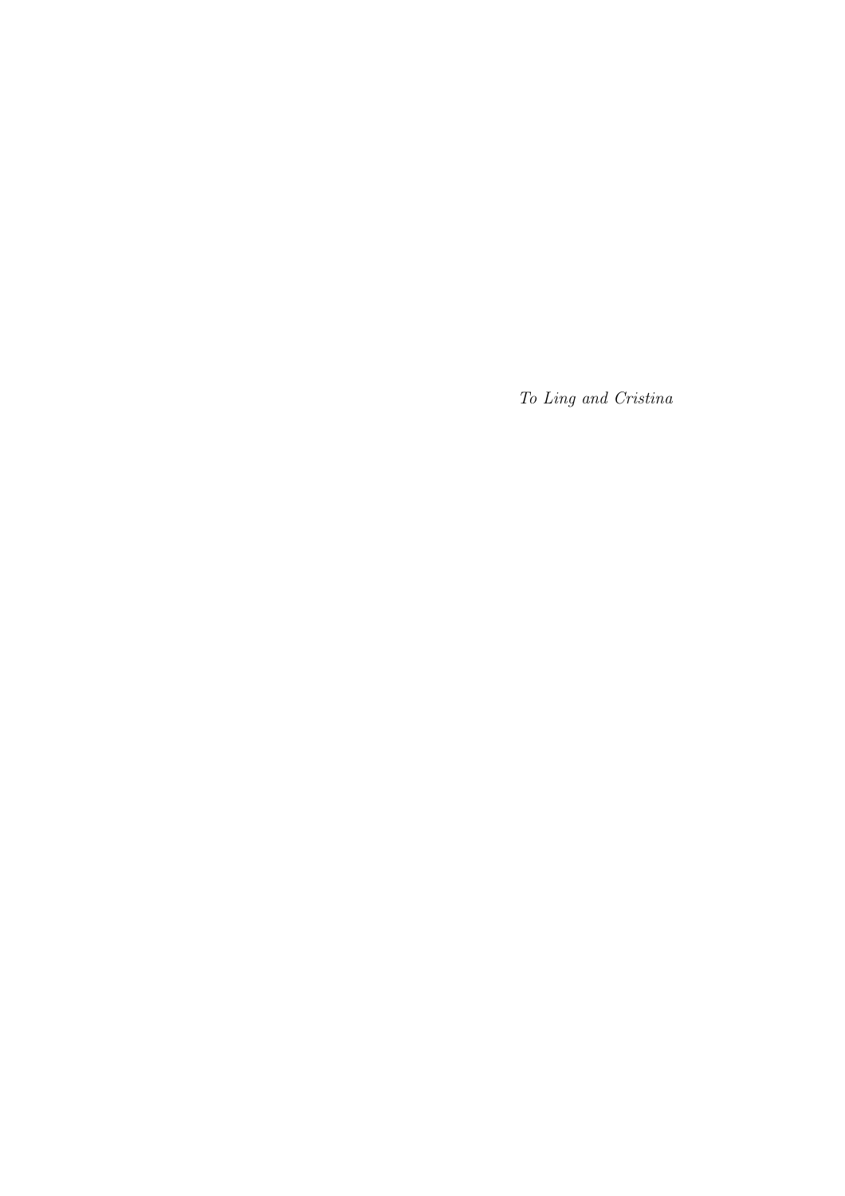*To Ling and Cristina*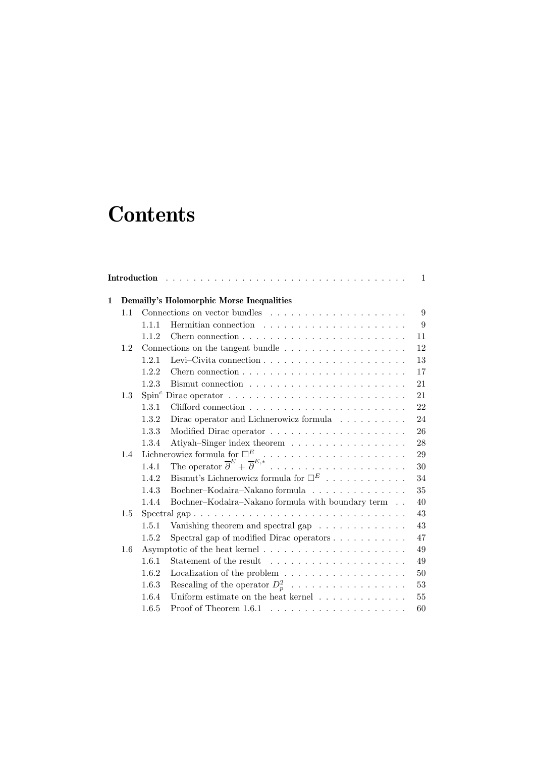# Contents

Introduction . . . 1

**1 Demailly's Holomorphic Morse Inequalities**

- 1.1 Connections on vector bundles . . . 9
  - 1.1.1 Hermitian connection . . . 9
  - 1.1.2 Chern connection . . . 11
- 1.2 Connections on the tangent bundle . . . 12
  - 1.2.1 Levi–Civita connection . . . 13
  - 1.2.2 Chern connection . . . 17
  - 1.2.3 Bismut connection . . . 21
- 1.3 Spin$^c$ Dirac operator . . . 21
  - 1.3.1 Clifford connection . . . 22
  - 1.3.2 Dirac operator and Lichnerowicz formula . . . 24
  - 1.3.3 Modified Dirac operator . . . 26
  - 1.3.4 Atiyah–Singer index theorem . . . 28
- 1.4 Lichnerowicz formula for $\square^E$ . . . 29
  - 1.4.1 The operator $\overline{\partial}^E + \overline{\partial}^{E,*}$ . . . 30
  - 1.4.2 Bismut's Lichnerowicz formula for $\square^E$ . . . 34
  - 1.4.3 Bochner–Kodaira–Nakano formula . . . 35
  - 1.4.4 Bochner–Kodaira–Nakano formula with boundary term . . . 40
- 1.5 Spectral gap . . . 43
  - 1.5.1 Vanishing theorem and spectral gap . . . 43
  - 1.5.2 Spectral gap of modified Dirac operators . . . 47
- 1.6 Asymptotic of the heat kernel . . . 49
  - 1.6.1 Statement of the result . . . 49
  - 1.6.2 Localization of the problem . . . 50
  - 1.6.3 Rescaling of the operator $D_p^2$ . . . 53
  - 1.6.4 Uniform estimate on the heat kernel . . . 55
  - 1.6.5 Proof of Theorem 1.6.1 . . . 60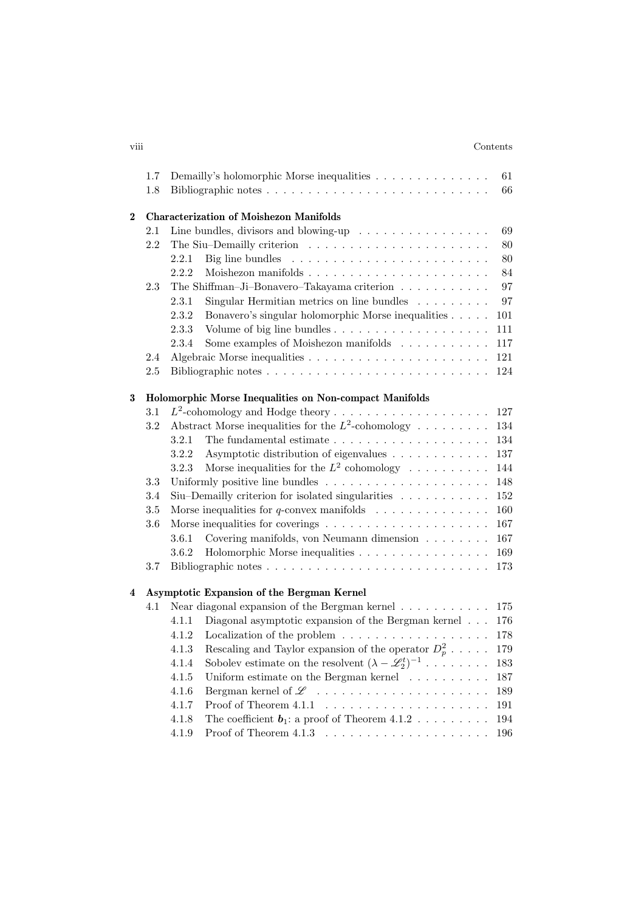| | | | |
|---|---|---|---|
| 1.7 | Demailly's holomorphic Morse inequalities | | 61 |
| 1.8 | Bibliographic notes | | 66 |

**2 Characterization of Moishezon Manifolds**

| | | | |
|---|---|---|---|
| 2.1 | Line bundles, divisors and blowing-up | | 69 |
| 2.2 | The Siu–Demailly criterion | | 80 |
| | 2.2.1 | Big line bundles | 80 |
| | 2.2.2 | Moishezon manifolds | 84 |
| 2.3 | The Shiffman–Ji–Bonavero–Takayama criterion | | 97 |
| | 2.3.1 | Singular Hermitian metrics on line bundles | 97 |
| | 2.3.2 | Bonavero's singular holomorphic Morse inequalities | 101 |
| | 2.3.3 | Volume of big line bundles | 111 |
| | 2.3.4 | Some examples of Moishezon manifolds | 117 |
| 2.4 | Algebraic Morse inequalities | | 121 |
| 2.5 | Bibliographic notes | | 124 |

**3 Holomorphic Morse Inequalities on Non-compact Manifolds**

| | | | |
|---|---|---|---|
| 3.1 | $L^2$-cohomology and Hodge theory | | 127 |
| 3.2 | Abstract Morse inequalities for the $L^2$-cohomology | | 134 |
| | 3.2.1 | The fundamental estimate | 134 |
| | 3.2.2 | Asymptotic distribution of eigenvalues | 137 |
| | 3.2.3 | Morse inequalities for the $L^2$ cohomology | 144 |
| 3.3 | Uniformly positive line bundles | | 148 |
| 3.4 | Siu–Demailly criterion for isolated singularities | | 152 |
| 3.5 | Morse inequalities for $q$-convex manifolds | | 160 |
| 3.6 | Morse inequalities for coverings | | 167 |
| | 3.6.1 | Covering manifolds, von Neumann dimension | 167 |
| | 3.6.2 | Holomorphic Morse inequalities | 169 |
| 3.7 | Bibliographic notes | | 173 |

**4 Asymptotic Expansion of the Bergman Kernel**

| | | | |
|---|---|---|---|
| 4.1 | Near diagonal expansion of the Bergman kernel | | 175 |
| | 4.1.1 | Diagonal asymptotic expansion of the Bergman kernel | 176 |
| | 4.1.2 | Localization of the problem | 178 |
| | 4.1.3 | Rescaling and Taylor expansion of the operator $D_p^2$ | 179 |
| | 4.1.4 | Sobolev estimate on the resolvent $(\lambda - \mathscr{L}_2^t)^{-1}$ | 183 |
| | 4.1.5 | Uniform estimate on the Bergman kernel | 187 |
| | 4.1.6 | Bergman kernel of $\mathscr{L}$ | 189 |
| | 4.1.7 | Proof of Theorem 4.1.1 | 191 |
| | 4.1.8 | The coefficient $\boldsymbol{b}_1$: a proof of Theorem 4.1.2 | 194 |
| | 4.1.9 | Proof of Theorem 4.1.3 | 196 |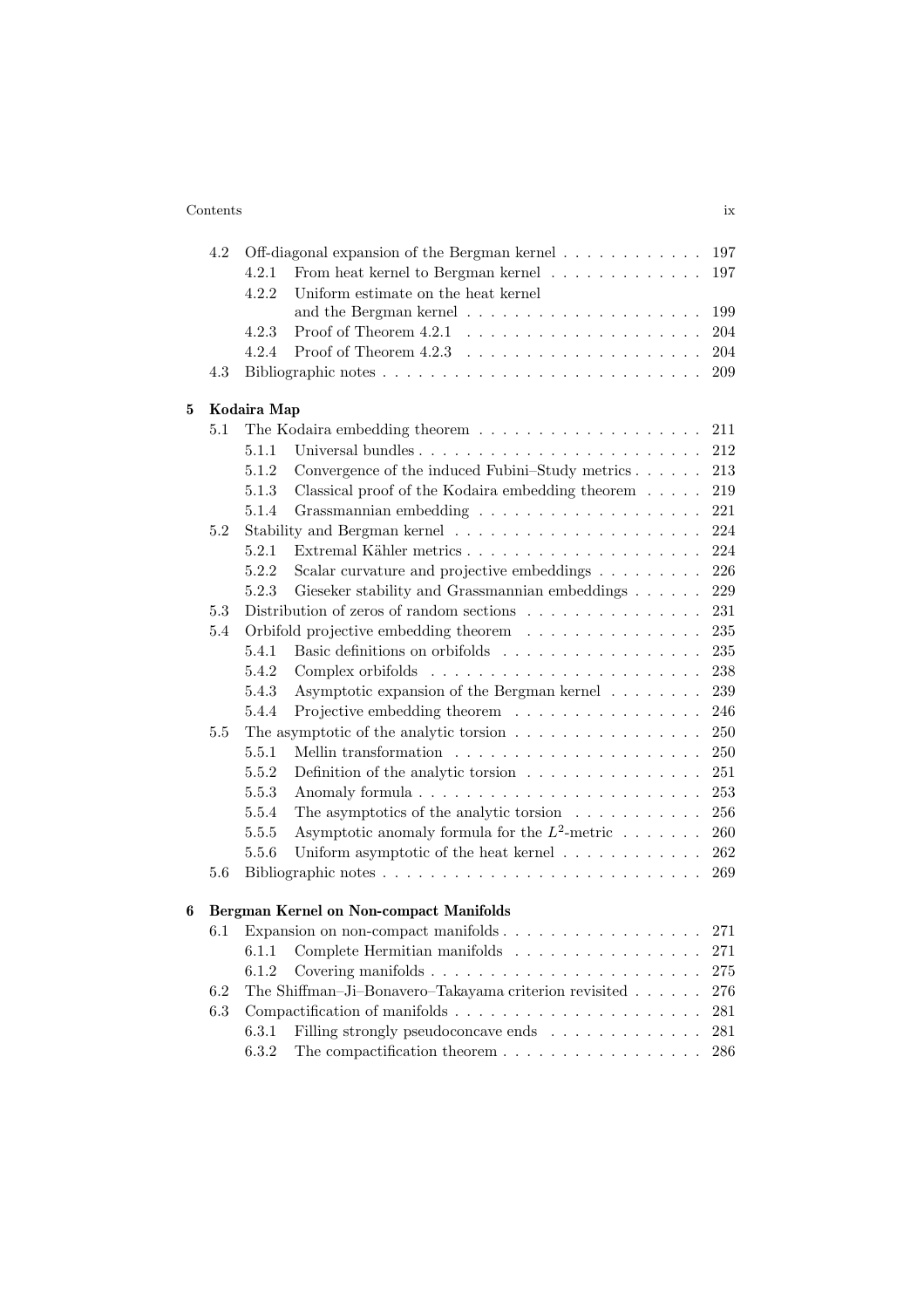| | | | |
|---|---|---|---|
| 4.2 | | Off-diagonal expansion of the Bergman kernel | 197 |
| | 4.2.1 | From heat kernel to Bergman kernel | 197 |
| | 4.2.2 | Uniform estimate on the heat kernel and the Bergman kernel | 199 |
| | 4.2.3 | Proof of Theorem 4.2.1 | 204 |
| | 4.2.4 | Proof of Theorem 4.2.3 | 204 |
| 4.3 | | Bibliographic notes | 209 |

**5 Kodaira Map**

| | | | |
|---|---|---|---|
| 5.1 | | The Kodaira embedding theorem | 211 |
| | 5.1.1 | Universal bundles | 212 |
| | 5.1.2 | Convergence of the induced Fubini–Study metrics | 213 |
| | 5.1.3 | Classical proof of the Kodaira embedding theorem | 219 |
| | 5.1.4 | Grassmannian embedding | 221 |
| 5.2 | | Stability and Bergman kernel | 224 |
| | 5.2.1 | Extremal Kähler metrics | 224 |
| | 5.2.2 | Scalar curvature and projective embeddings | 226 |
| | 5.2.3 | Gieseker stability and Grassmannian embeddings | 229 |
| 5.3 | | Distribution of zeros of random sections | 231 |
| 5.4 | | Orbifold projective embedding theorem | 235 |
| | 5.4.1 | Basic definitions on orbifolds | 235 |
| | 5.4.2 | Complex orbifolds | 238 |
| | 5.4.3 | Asymptotic expansion of the Bergman kernel | 239 |
| | 5.4.4 | Projective embedding theorem | 246 |
| 5.5 | | The asymptotic of the analytic torsion | 250 |
| | 5.5.1 | Mellin transformation | 250 |
| | 5.5.2 | Definition of the analytic torsion | 251 |
| | 5.5.3 | Anomaly formula | 253 |
| | 5.5.4 | The asymptotics of the analytic torsion | 256 |
| | 5.5.5 | Asymptotic anomaly formula for the $L^2$-metric | 260 |
| | 5.5.6 | Uniform asymptotic of the heat kernel | 262 |
| 5.6 | | Bibliographic notes | 269 |

**6 Bergman Kernel on Non-compact Manifolds**

| | | | |
|---|---|---|---|
| 6.1 | | Expansion on non-compact manifolds | 271 |
| | 6.1.1 | Complete Hermitian manifolds | 271 |
| | 6.1.2 | Covering manifolds | 275 |
| 6.2 | | The Shiffman–Ji–Bonavero–Takayama criterion revisited | 276 |
| 6.3 | | Compactification of manifolds | 281 |
| | 6.3.1 | Filling strongly pseudoconcave ends | 281 |
| | 6.3.2 | The compactification theorem | 286 |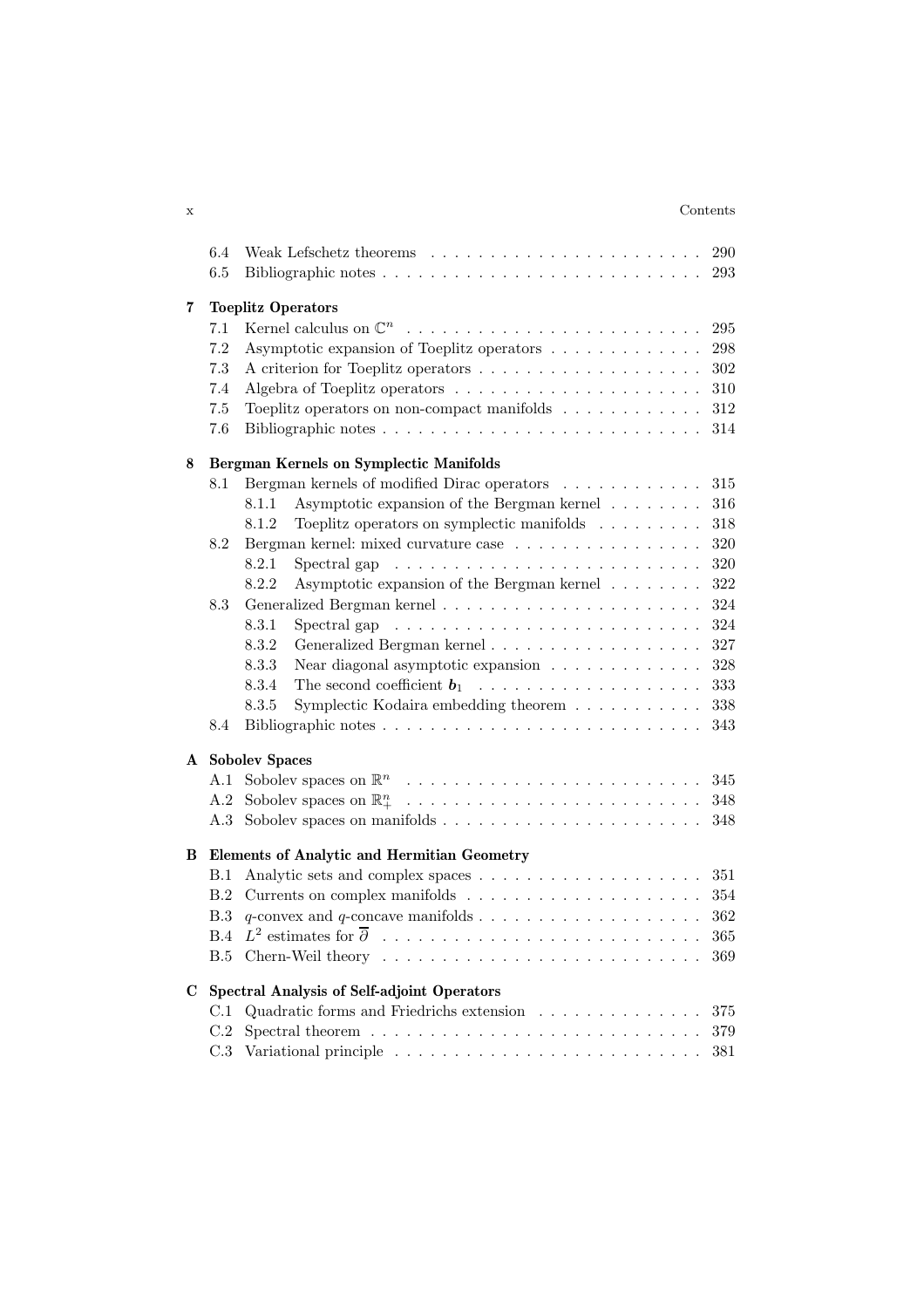| | | |
|---|---|---|
| 6.4 | Weak Lefschetz theorems | 290 |
| 6.5 | Bibliographic notes | 293 |

**7 Toeplitz Operators**

| | | |
|---|---|---|
| 7.1 | Kernel calculus on $\mathbb{C}^n$ | 295 |
| 7.2 | Asymptotic expansion of Toeplitz operators | 298 |
| 7.3 | A criterion for Toeplitz operators | 302 |
| 7.4 | Algebra of Toeplitz operators | 310 |
| 7.5 | Toeplitz operators on non-compact manifolds | 312 |
| 7.6 | Bibliographic notes | 314 |

**8 Bergman Kernels on Symplectic Manifolds**

| | | |
|---|---|---|
| 8.1 | Bergman kernels of modified Dirac operators | 315 |
| 8.1.1 | Asymptotic expansion of the Bergman kernel | 316 |
| 8.1.2 | Toeplitz operators on symplectic manifolds | 318 |
| 8.2 | Bergman kernel: mixed curvature case | 320 |
| 8.2.1 | Spectral gap | 320 |
| 8.2.2 | Asymptotic expansion of the Bergman kernel | 322 |
| 8.3 | Generalized Bergman kernel | 324 |
| 8.3.1 | Spectral gap | 324 |
| 8.3.2 | Generalized Bergman kernel | 327 |
| 8.3.3 | Near diagonal asymptotic expansion | 328 |
| 8.3.4 | The second coefficient $\boldsymbol{b}_1$ | 333 |
| 8.3.5 | Symplectic Kodaira embedding theorem | 338 |
| 8.4 | Bibliographic notes | 343 |

**A Sobolev Spaces**

| | | |
|---|---|---|
| A.1 | Sobolev spaces on $\mathbb{R}^n$ | 345 |
| A.2 | Sobolev spaces on $\mathbb{R}^n_+$ | 348 |
| A.3 | Sobolev spaces on manifolds | 348 |

**B Elements of Analytic and Hermitian Geometry**

| | | |
|---|---|---|
| B.1 | Analytic sets and complex spaces | 351 |
| B.2 | Currents on complex manifolds | 354 |
| B.3 | $q$-convex and $q$-concave manifolds | 362 |
| B.4 | $L^2$ estimates for $\overline{\partial}$ | 365 |
| B.5 | Chern-Weil theory | 369 |

**C Spectral Analysis of Self-adjoint Operators**

| | | |
|---|---|---|
| C.1 | Quadratic forms and Friedrichs extension | 375 |
| C.2 | Spectral theorem | 379 |
| C.3 | Variational principle | 381 |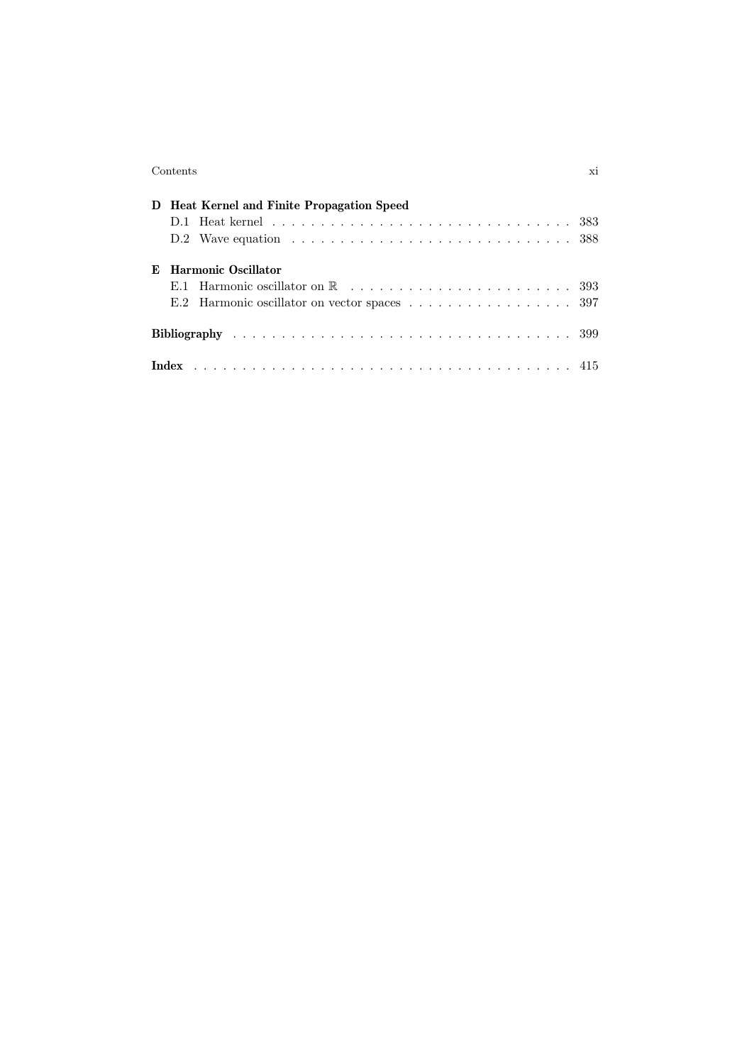**D Heat Kernel and Finite Propagation Speed**

- D.1 Heat kernel . . . . . . . . . . . . . . . . . . . . . . . . . . . . . . . 383
- D.2 Wave equation . . . . . . . . . . . . . . . . . . . . . . . . . . . . . 388

**E Harmonic Oscillator**

- E.1 Harmonic oscillator on $\mathbb{R}$ . . . . . . . . . . . . . . . . . . . . . . . . 393
- E.2 Harmonic oscillator on vector spaces . . . . . . . . . . . . . . . . . 397

**Bibliography** . . . . . . . . . . . . . . . . . . . . . . . . . . . . . . . . . . 399

**Index** . . . . . . . . . . . . . . . . . . . . . . . . . . . . . . . . . . . . . . 415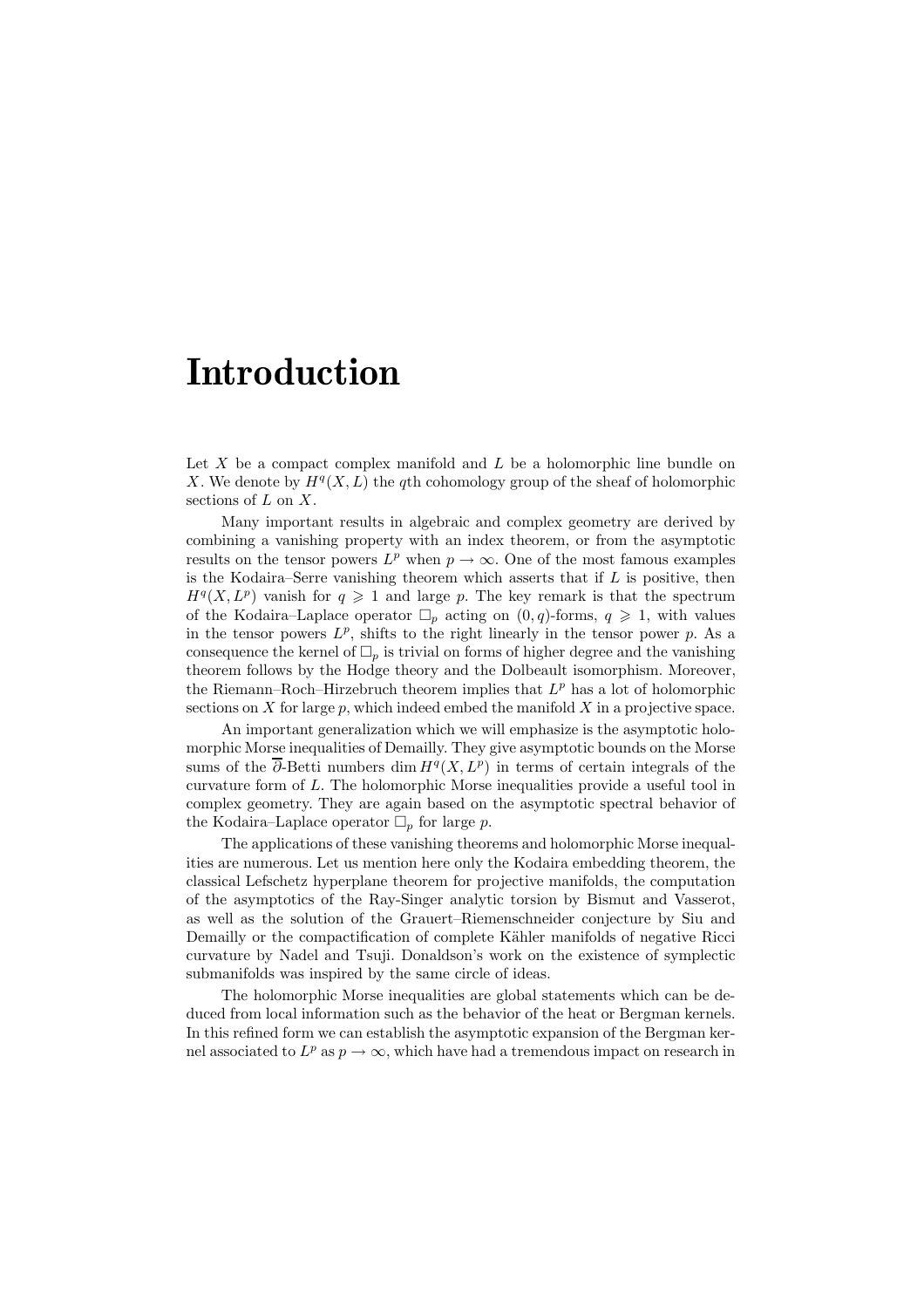# Introduction

Let $X$ be a compact complex manifold and $L$ be a holomorphic line bundle on $X$. We denote by $H^q(X, L)$ the $q$th cohomology group of the sheaf of holomorphic sections of $L$ on $X$.

Many important results in algebraic and complex geometry are derived by combining a vanishing property with an index theorem, or from the asymptotic results on the tensor powers $L^p$ when $p \to \infty$. One of the most famous examples is the Kodaira–Serre vanishing theorem which asserts that if $L$ is positive, then $H^q(X, L^p)$ vanish for $q \geqslant 1$ and large $p$. The key remark is that the spectrum of the Kodaira–Laplace operator $\square_p$ acting on $(0, q)$-forms, $q \geqslant 1$, with values in the tensor powers $L^p$, shifts to the right linearly in the tensor power $p$. As a consequence the kernel of $\square_p$ is trivial on forms of higher degree and the vanishing theorem follows by the Hodge theory and the Dolbeault isomorphism. Moreover, the Riemann–Roch–Hirzebruch theorem implies that $L^p$ has a lot of holomorphic sections on $X$ for large $p$, which indeed embed the manifold $X$ in a projective space.

An important generalization which we will emphasize is the asymptotic holomorphic Morse inequalities of Demailly. They give asymptotic bounds on the Morse sums of the $\overline{\partial}$-Betti numbers $\dim H^q(X, L^p)$ in terms of certain integrals of the curvature form of $L$. The holomorphic Morse inequalities provide a useful tool in complex geometry. They are again based on the asymptotic spectral behavior of the Kodaira–Laplace operator $\square_p$ for large $p$.

The applications of these vanishing theorems and holomorphic Morse inequalities are numerous. Let us mention here only the Kodaira embedding theorem, the classical Lefschetz hyperplane theorem for projective manifolds, the computation of the asymptotics of the Ray-Singer analytic torsion by Bismut and Vasserot, as well as the solution of the Grauert–Riemenschneider conjecture by Siu and Demailly or the compactification of complete Kähler manifolds of negative Ricci curvature by Nadel and Tsuji. Donaldson's work on the existence of symplectic submanifolds was inspired by the same circle of ideas.

The holomorphic Morse inequalities are global statements which can be deduced from local information such as the behavior of the heat or Bergman kernels. In this refined form we can establish the asymptotic expansion of the Bergman kernel associated to $L^p$ as $p \to \infty$, which have had a tremendous impact on research in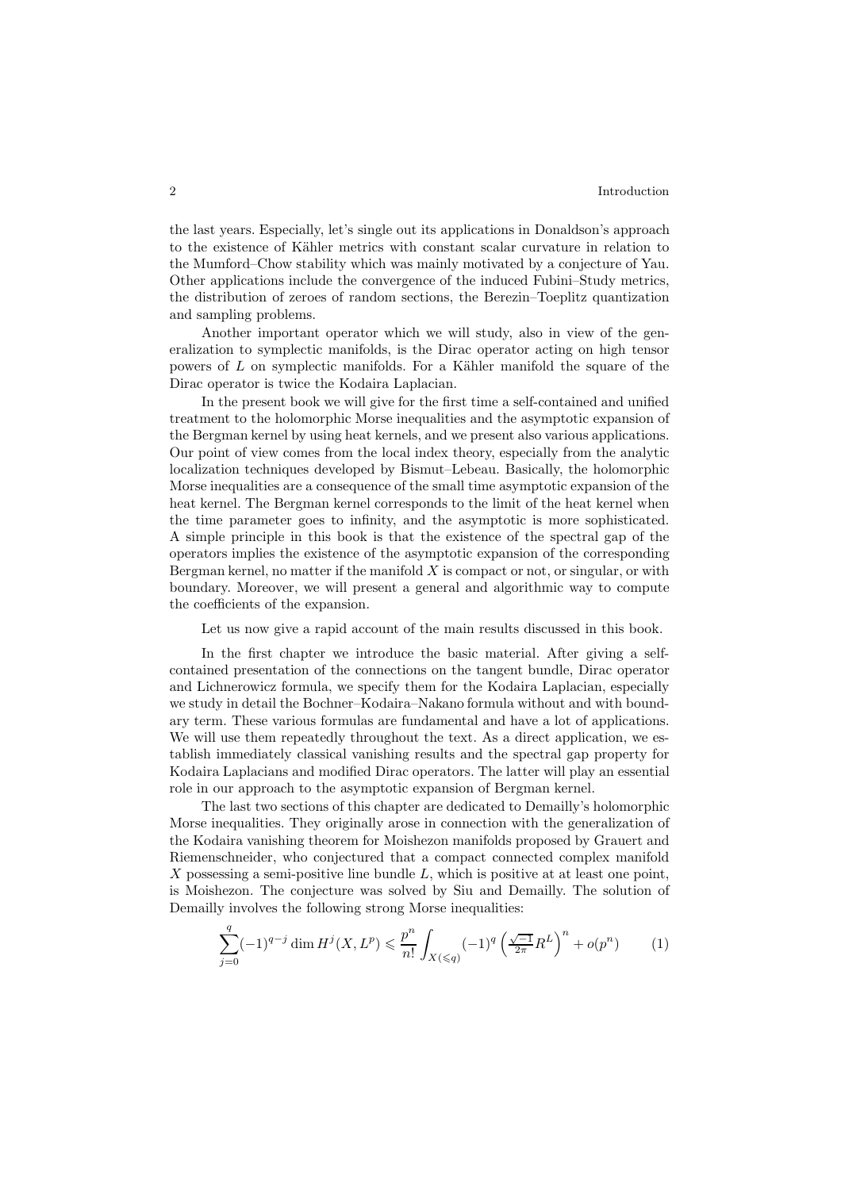the last years. Especially, let's single out its applications in Donaldson's approach to the existence of Kähler metrics with constant scalar curvature in relation to the Mumford–Chow stability which was mainly motivated by a conjecture of Yau. Other applications include the convergence of the induced Fubini–Study metrics, the distribution of zeroes of random sections, the Berezin–Toeplitz quantization and sampling problems.

Another important operator which we will study, also in view of the generalization to symplectic manifolds, is the Dirac operator acting on high tensor powers of $L$ on symplectic manifolds. For a Kähler manifold the square of the Dirac operator is twice the Kodaira Laplacian.

In the present book we will give for the first time a self-contained and unified treatment to the holomorphic Morse inequalities and the asymptotic expansion of the Bergman kernel by using heat kernels, and we present also various applications. Our point of view comes from the local index theory, especially from the analytic localization techniques developed by Bismut–Lebeau. Basically, the holomorphic Morse inequalities are a consequence of the small time asymptotic expansion of the heat kernel. The Bergman kernel corresponds to the limit of the heat kernel when the time parameter goes to infinity, and the asymptotic is more sophisticated. A simple principle in this book is that the existence of the spectral gap of the operators implies the existence of the asymptotic expansion of the corresponding Bergman kernel, no matter if the manifold $X$ is compact or not, or singular, or with boundary. Moreover, we will present a general and algorithmic way to compute the coefficients of the expansion.

Let us now give a rapid account of the main results discussed in this book.

In the first chapter we introduce the basic material. After giving a self-contained presentation of the connections on the tangent bundle, Dirac operator and Lichnerowicz formula, we specify them for the Kodaira Laplacian, especially we study in detail the Bochner–Kodaira–Nakano formula without and with boundary term. These various formulas are fundamental and have a lot of applications. We will use them repeatedly throughout the text. As a direct application, we establish immediately classical vanishing results and the spectral gap property for Kodaira Laplacians and modified Dirac operators. The latter will play an essential role in our approach to the asymptotic expansion of Bergman kernel.

The last two sections of this chapter are dedicated to Demailly's holomorphic Morse inequalities. They originally arose in connection with the generalization of the Kodaira vanishing theorem for Moishezon manifolds proposed by Grauert and Riemenschneider, who conjectured that a compact connected complex manifold $X$ possessing a semi-positive line bundle $L$, which is positive at at least one point, is Moishezon. The conjecture was solved by Siu and Demailly. The solution of Demailly involves the following strong Morse inequalities:

$$\sum_{j=0}^{q}(-1)^{q-j}\dim H^j(X,L^p) \leqslant \frac{p^n}{n!}\int_{X(\leqslant q)}(-1)^q\left(\tfrac{\sqrt{-1}}{2\pi}R^L\right)^n + o(p^n) \tag{1}$$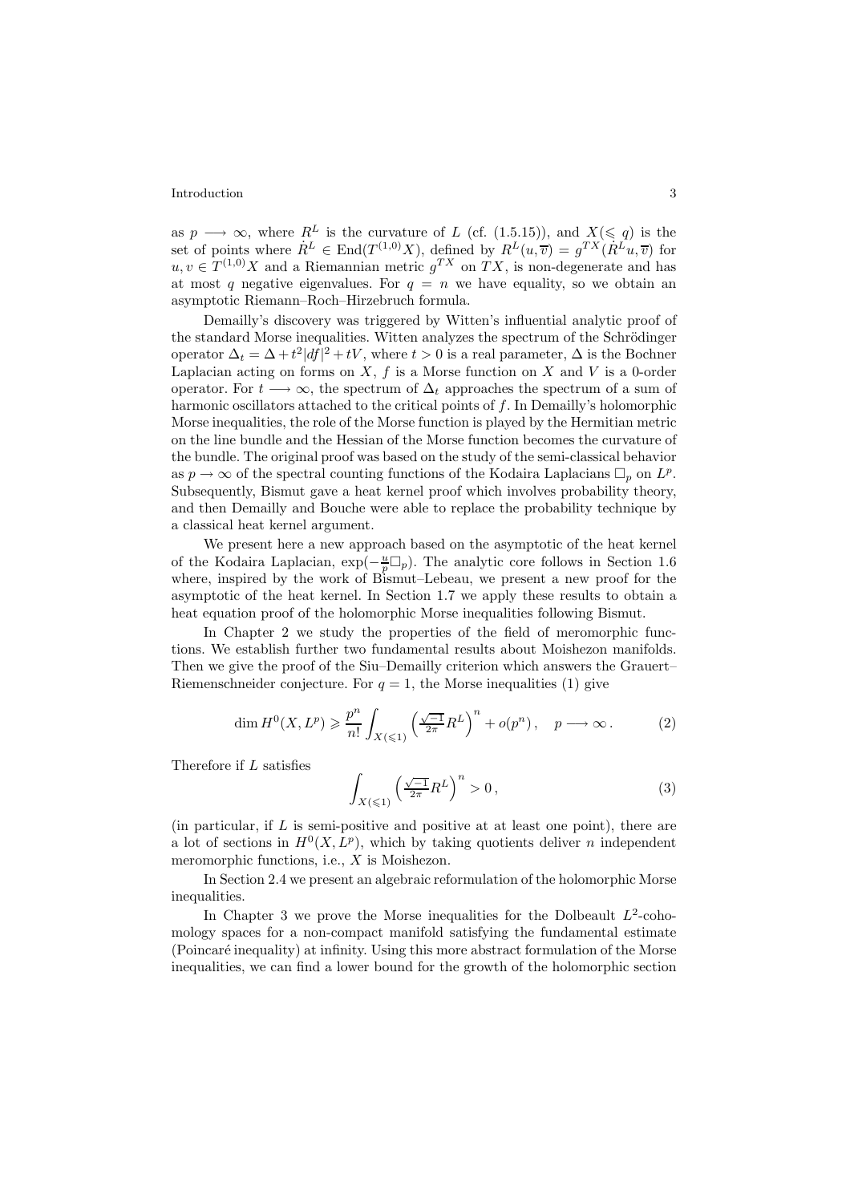as $p \longrightarrow \infty$, where $R^L$ is the curvature of $L$ (cf. (1.5.15)), and $X(\leqslant q)$ is the set of points where $\dot{R}^L \in \operatorname{End}(T^{(1,0)}X)$, defined by $R^L(u,\overline{v}) = g^{TX}(\dot{R}^L u, \overline{v})$ for $u, v \in T^{(1,0)}X$ and a Riemannian metric $g^{TX}$ on $TX$, is non-degenerate and has at most $q$ negative eigenvalues. For $q = n$ we have equality, so we obtain an asymptotic Riemann–Roch–Hirzebruch formula.

Demailly's discovery was triggered by Witten's influential analytic proof of the standard Morse inequalities. Witten analyzes the spectrum of the Schrödinger operator $\Delta_t = \Delta + t^2|df|^2 + tV$, where $t > 0$ is a real parameter, $\Delta$ is the Bochner Laplacian acting on forms on $X$, $f$ is a Morse function on $X$ and $V$ is a 0-order operator. For $t \longrightarrow \infty$, the spectrum of $\Delta_t$ approaches the spectrum of a sum of harmonic oscillators attached to the critical points of $f$. In Demailly's holomorphic Morse inequalities, the role of the Morse function is played by the Hermitian metric on the line bundle and the Hessian of the Morse function becomes the curvature of the bundle. The original proof was based on the study of the semi-classical behavior as $p \to \infty$ of the spectral counting functions of the Kodaira Laplacians $\square_p$ on $L^p$. Subsequently, Bismut gave a heat kernel proof which involves probability theory, and then Demailly and Bouche were able to replace the probability technique by a classical heat kernel argument.

We present here a new approach based on the asymptotic of the heat kernel of the Kodaira Laplacian, $\exp(-\frac{u}{p}\square_p)$. The analytic core follows in Section 1.6 where, inspired by the work of Bismut–Lebeau, we present a new proof for the asymptotic of the heat kernel. In Section 1.7 we apply these results to obtain a heat equation proof of the holomorphic Morse inequalities following Bismut.

In Chapter 2 we study the properties of the field of meromorphic functions. We establish further two fundamental results about Moishezon manifolds. Then we give the proof of the Siu–Demailly criterion which answers the Grauert–Riemenschneider conjecture. For $q = 1$, the Morse inequalities (1) give

$$\dim H^0(X, L^p) \geqslant \frac{p^n}{n!} \int_{X(\leqslant 1)} \Big(\tfrac{\sqrt{-1}}{2\pi} R^L\Big)^n + o(p^n)\,, \quad p \longrightarrow \infty\,. \tag{2}$$

Therefore if $L$ satisfies

$$\int_{X(\leqslant 1)} \Big(\tfrac{\sqrt{-1}}{2\pi} R^L\Big)^n > 0\,, \tag{3}$$

(in particular, if $L$ is semi-positive and positive at at least one point), there are a lot of sections in $H^0(X, L^p)$, which by taking quotients deliver $n$ independent meromorphic functions, i.e., $X$ is Moishezon.

In Section 2.4 we present an algebraic reformulation of the holomorphic Morse inequalities.

In Chapter 3 we prove the Morse inequalities for the Dolbeault $L^2$-cohomology spaces for a non-compact manifold satisfying the fundamental estimate (Poincaré inequality) at infinity. Using this more abstract formulation of the Morse inequalities, we can find a lower bound for the growth of the holomorphic section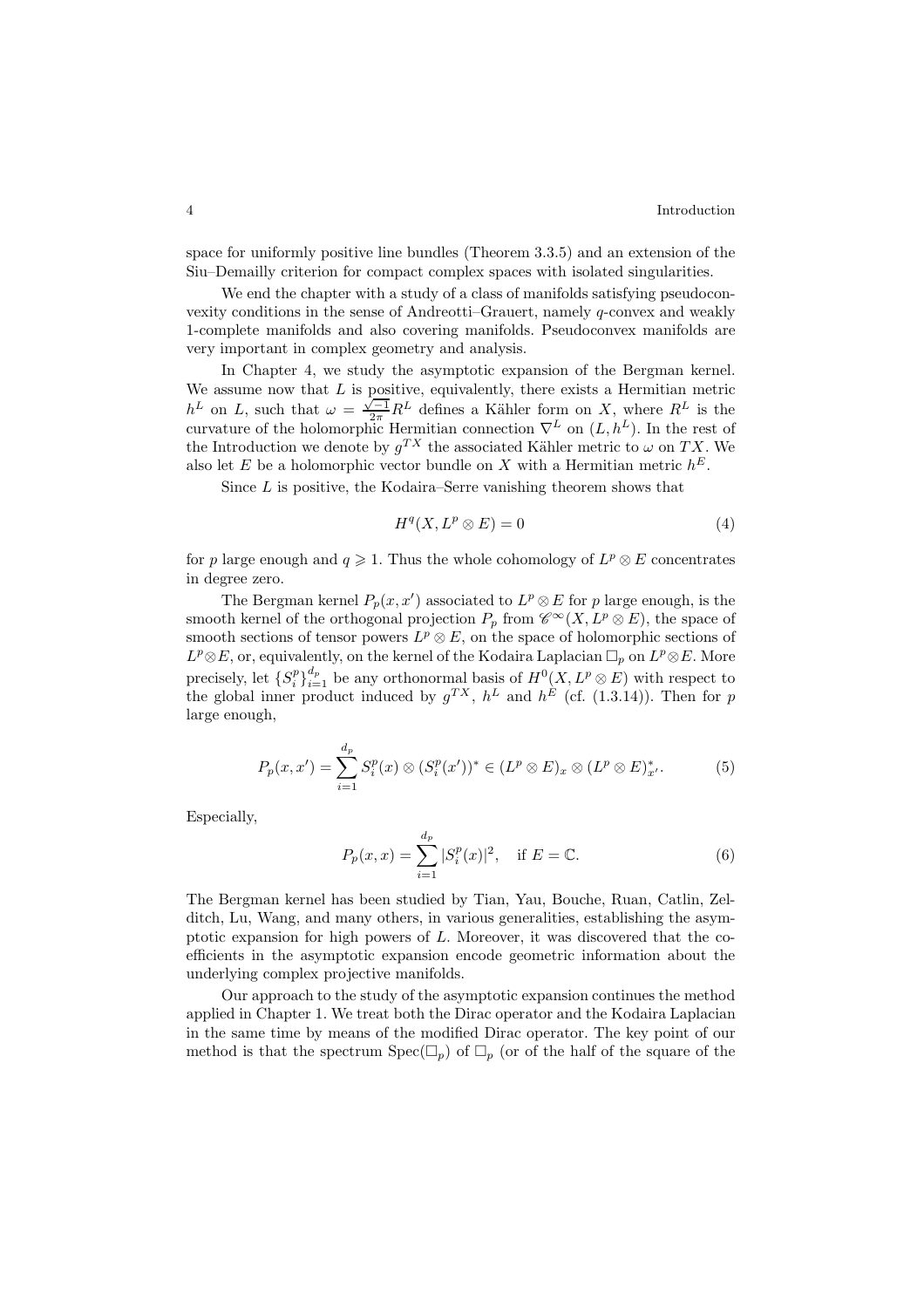space for uniformly positive line bundles (Theorem 3.3.5) and an extension of the Siu–Demailly criterion for compact complex spaces with isolated singularities.

We end the chapter with a study of a class of manifolds satisfying pseudoconvexity conditions in the sense of Andreotti–Grauert, namely $q$-convex and weakly 1-complete manifolds and also covering manifolds. Pseudoconvex manifolds are very important in complex geometry and analysis.

In Chapter 4, we study the asymptotic expansion of the Bergman kernel. We assume now that $L$ is positive, equivalently, there exists a Hermitian metric $h^L$ on $L$, such that $\omega = \frac{\sqrt{-1}}{2\pi} R^L$ defines a Kähler form on $X$, where $R^L$ is the curvature of the holomorphic Hermitian connection $\nabla^L$ on $(L, h^L)$. In the rest of the Introduction we denote by $g^{TX}$ the associated Kähler metric to $\omega$ on $TX$. We also let $E$ be a holomorphic vector bundle on $X$ with a Hermitian metric $h^E$.

Since $L$ is positive, the Kodaira–Serre vanishing theorem shows that

$$H^q(X, L^p \otimes E) = 0 \tag{4}$$

for $p$ large enough and $q \geqslant 1$. Thus the whole cohomology of $L^p \otimes E$ concentrates in degree zero.

The Bergman kernel $P_p(x, x')$ associated to $L^p \otimes E$ for $p$ large enough, is the smooth kernel of the orthogonal projection $P_p$ from $\mathscr{C}^\infty(X, L^p \otimes E)$, the space of smooth sections of tensor powers $L^p \otimes E$, on the space of holomorphic sections of $L^p \otimes E$, or, equivalently, on the kernel of the Kodaira Laplacian $\square_p$ on $L^p \otimes E$. More precisely, let $\{S_i^p\}_{i=1}^{d_p}$ be any orthonormal basis of $H^0(X, L^p \otimes E)$ with respect to the global inner product induced by $g^{TX}$, $h^L$ and $h^E$ (cf. (1.3.14)). Then for $p$ large enough,

$$P_p(x, x') = \sum_{i=1}^{d_p} S_i^p(x) \otimes (S_i^p(x'))^* \in (L^p \otimes E)_x \otimes (L^p \otimes E)^*_{x'}. \tag{5}$$

Especially,

$$P_p(x, x) = \sum_{i=1}^{d_p} |S_i^p(x)|^2, \quad \text{if } E = \mathbb{C}. \tag{6}$$

The Bergman kernel has been studied by Tian, Yau, Bouche, Ruan, Catlin, Zelditch, Lu, Wang, and many others, in various generalities, establishing the asymptotic expansion for high powers of $L$. Moreover, it was discovered that the coefficients in the asymptotic expansion encode geometric information about the underlying complex projective manifolds.

Our approach to the study of the asymptotic expansion continues the method applied in Chapter 1. We treat both the Dirac operator and the Kodaira Laplacian in the same time by means of the modified Dirac operator. The key point of our method is that the spectrum $\mathrm{Spec}(\square_p)$ of $\square_p$ (or of the half of the square of the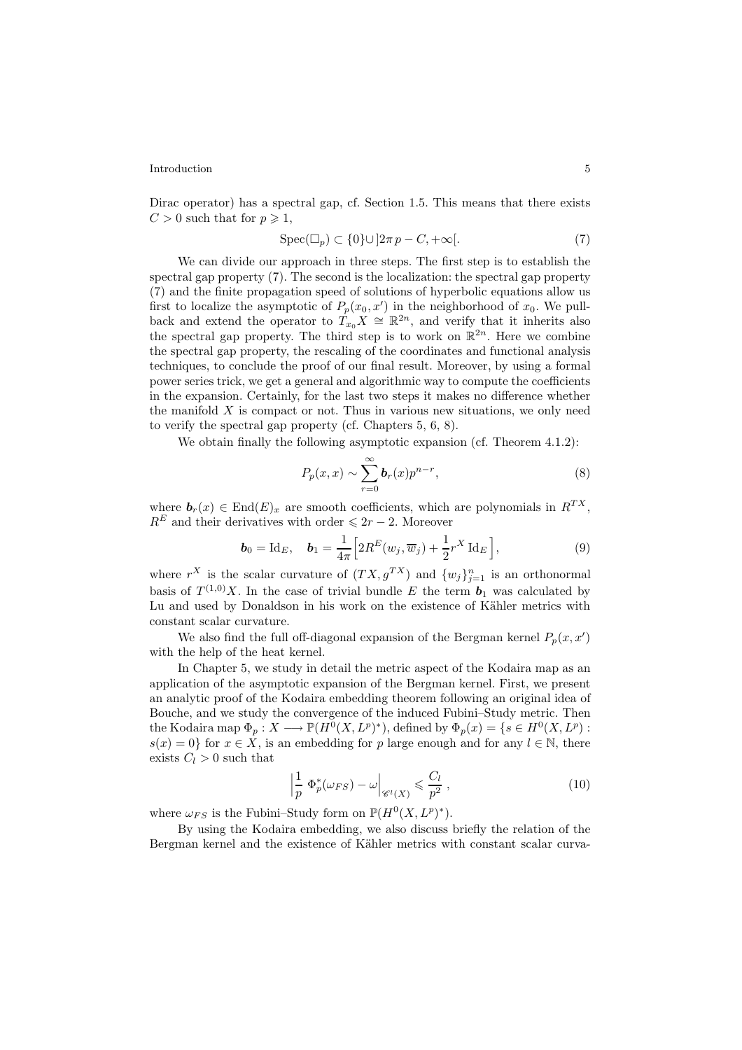Dirac operator) has a spectral gap, cf. Section 1.5. This means that there exists $C > 0$ such that for $p \geqslant 1$,

$$\operatorname{Spec}(\square_p) \subset \{0\} \cup ]2\pi p - C, +\infty[. \tag{7}$$

We can divide our approach in three steps. The first step is to establish the spectral gap property (7). The second is the localization: the spectral gap property (7) and the finite propagation speed of solutions of hyperbolic equations allow us first to localize the asymptotic of $P_p(x_0, x')$ in the neighborhood of $x_0$. We pull-back and extend the operator to $T_{x_0}X \cong \mathbb{R}^{2n}$, and verify that it inherits also the spectral gap property. The third step is to work on $\mathbb{R}^{2n}$. Here we combine the spectral gap property, the rescaling of the coordinates and functional analysis techniques, to conclude the proof of our final result. Moreover, by using a formal power series trick, we get a general and algorithmic way to compute the coefficients in the expansion. Certainly, for the last two steps it makes no difference whether the manifold $X$ is compact or not. Thus in various new situations, we only need to verify the spectral gap property (cf. Chapters 5, 6, 8).

We obtain finally the following asymptotic expansion (cf. Theorem 4.1.2):

$$P_p(x, x) \sim \sum_{r=0}^{\infty} \boldsymbol{b}_r(x) p^{n-r}, \tag{8}$$

where $\boldsymbol{b}_r(x) \in \operatorname{End}(E)_x$ are smooth coefficients, which are polynomials in $R^{TX}$, $R^E$ and their derivatives with order $\leqslant 2r - 2$. Moreover

$$\boldsymbol{b}_0 = \operatorname{Id}_E, \quad \boldsymbol{b}_1 = \frac{1}{4\pi}\Big[2R^E(w_j, \overline{w}_j) + \frac{1}{2} r^X \operatorname{Id}_E\Big], \tag{9}$$

where $r^X$ is the scalar curvature of $(TX, g^{TX})$ and $\{w_j\}_{j=1}^n$ is an orthonormal basis of $T^{(1,0)}X$. In the case of trivial bundle $E$ the term $\boldsymbol{b}_1$ was calculated by Lu and used by Donaldson in his work on the existence of Kähler metrics with constant scalar curvature.

We also find the full off-diagonal expansion of the Bergman kernel $P_p(x, x')$ with the help of the heat kernel.

In Chapter 5, we study in detail the metric aspect of the Kodaira map as an application of the asymptotic expansion of the Bergman kernel. First, we present an analytic proof of the Kodaira embedding theorem following an original idea of Bouche, and we study the convergence of the induced Fubini–Study metric. Then the Kodaira map $\Phi_p : X \longrightarrow \mathbb{P}(H^0(X, L^p)^*)$, defined by $\Phi_p(x) = \{s \in H^0(X, L^p) : s(x) = 0\}$ for $x \in X$, is an embedding for $p$ large enough and for any $l \in \mathbb{N}$, there exists $C_l > 0$ such that

$$\Big|\frac{1}{p}\ \Phi_p^*(\omega_{FS}) - \omega\Big|_{\mathscr{C}^l(X)} \leqslant \frac{C_l}{p^2}\,, \tag{10}$$

where $\omega_{FS}$ is the Fubini–Study form on $\mathbb{P}(H^0(X, L^p)^*)$.

By using the Kodaira embedding, we also discuss briefly the relation of the Bergman kernel and the existence of Kähler metrics with constant scalar curva-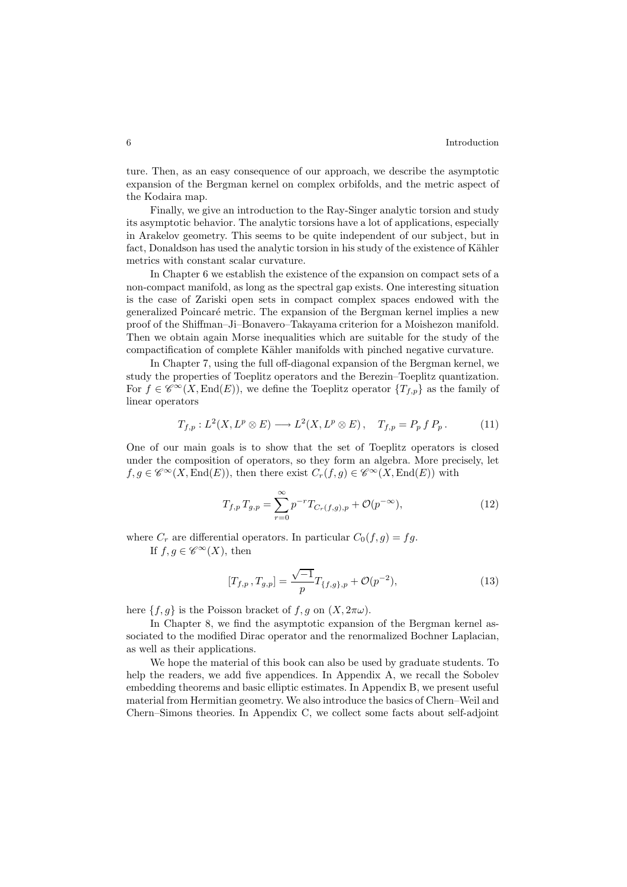ture. Then, as an easy consequence of our approach, we describe the asymptotic expansion of the Bergman kernel on complex orbifolds, and the metric aspect of the Kodaira map.

Finally, we give an introduction to the Ray-Singer analytic torsion and study its asymptotic behavior. The analytic torsions have a lot of applications, especially in Arakelov geometry. This seems to be quite independent of our subject, but in fact, Donaldson has used the analytic torsion in his study of the existence of Kähler metrics with constant scalar curvature.

In Chapter 6 we establish the existence of the expansion on compact sets of a non-compact manifold, as long as the spectral gap exists. One interesting situation is the case of Zariski open sets in compact complex spaces endowed with the generalized Poincaré metric. The expansion of the Bergman kernel implies a new proof of the Shiffman–Ji–Bonavero–Takayama criterion for a Moishezon manifold. Then we obtain again Morse inequalities which are suitable for the study of the compactification of complete Kähler manifolds with pinched negative curvature.

In Chapter 7, using the full off-diagonal expansion of the Bergman kernel, we study the properties of Toeplitz operators and the Berezin–Toeplitz quantization. For $f \in \mathscr{C}^\infty(X, \mathrm{End}(E))$, we define the Toeplitz operator $\{T_{f,p}\}$ as the family of linear operators

$$T_{f,p} : L^2(X, L^p \otimes E) \longrightarrow L^2(X, L^p \otimes E), \quad T_{f,p} = P_p\, f\, P_p\,. \tag{11}$$

One of our main goals is to show that the set of Toeplitz operators is closed under the composition of operators, so they form an algebra. More precisely, let $f, g \in \mathscr{C}^\infty(X, \mathrm{End}(E))$, then there exist $C_r(f,g) \in \mathscr{C}^\infty(X, \mathrm{End}(E))$ with

$$T_{f,p}\, T_{g,p} = \sum_{r=0}^{\infty} p^{-r} T_{C_r(f,g),p} + \mathcal{O}(p^{-\infty}), \tag{12}$$

where $C_r$ are differential operators. In particular $C_0(f,g) = fg$.

If $f, g \in \mathscr{C}^\infty(X)$, then

$$[T_{f,p}\,, T_{g,p}] = \frac{\sqrt{-1}}{p} T_{\{f,g\},p} + \mathcal{O}(p^{-2}), \tag{13}$$

here $\{f,g\}$ is the Poisson bracket of $f, g$ on $(X, 2\pi\omega)$.

In Chapter 8, we find the asymptotic expansion of the Bergman kernel associated to the modified Dirac operator and the renormalized Bochner Laplacian, as well as their applications.

We hope the material of this book can also be used by graduate students. To help the readers, we add five appendices. In Appendix A, we recall the Sobolev embedding theorems and basic elliptic estimates. In Appendix B, we present useful material from Hermitian geometry. We also introduce the basics of Chern–Weil and Chern–Simons theories. In Appendix C, we collect some facts about self-adjoint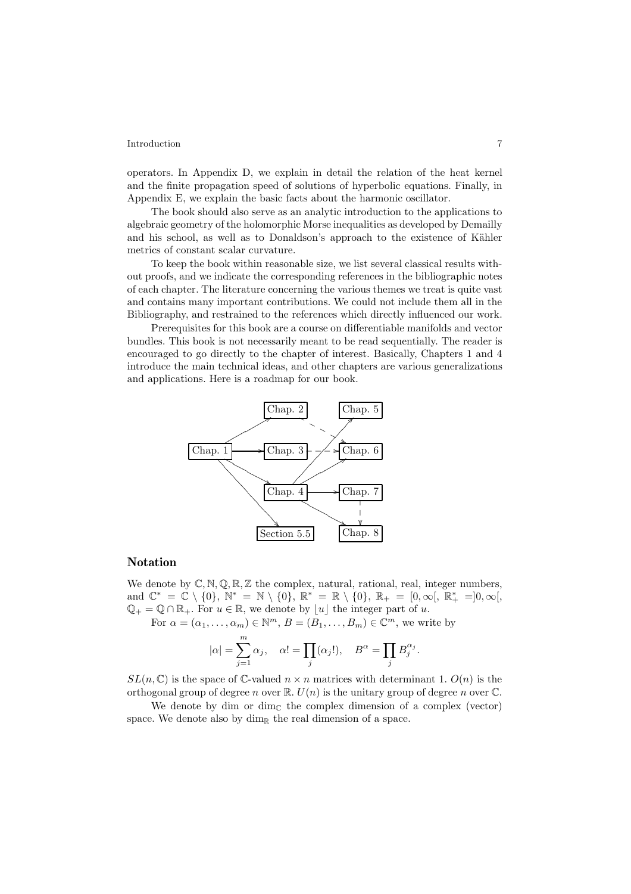operators. In Appendix D, we explain in detail the relation of the heat kernel and the finite propagation speed of solutions of hyperbolic equations. Finally, in Appendix E, we explain the basic facts about the harmonic oscillator.

The book should also serve as an analytic introduction to the applications to algebraic geometry of the holomorphic Morse inequalities as developed by Demailly and his school, as well as to Donaldson's approach to the existence of Kähler metrics of constant scalar curvature.

To keep the book within reasonable size, we list several classical results without proofs, and we indicate the corresponding references in the bibliographic notes of each chapter. The literature concerning the various themes we treat is quite vast and contains many important contributions. We could not include them all in the Bibliography, and restrained to the references which directly influenced our work.

Prerequisites for this book are a course on differentiable manifolds and vector bundles. This book is not necessarily meant to be read sequentially. The reader is encouraged to go directly to the chapter of interest. Basically, Chapters 1 and 4 introduce the main technical ideas, and other chapters are various generalizations and applications. Here is a roadmap for our book.

Chap. 1 → Chap. 2, Chap. 3, Chap. 4, Section 5.5
Chap. 2 ⇢ Chap. 6
Chap. 3 ⇢ Chap. 6
Chap. 4 → Chap. 5, Chap. 6, Chap. 7, Chap. 8
Chap. 7 ⇢ Chap. 8

## Notation

We denote by $\mathbb{C}, \mathbb{N}, \mathbb{Q}, \mathbb{R}, \mathbb{Z}$ the complex, natural, rational, real, integer numbers, and $\mathbb{C}^* = \mathbb{C} \setminus \{0\}$, $\mathbb{N}^* = \mathbb{N} \setminus \{0\}$, $\mathbb{R}^* = \mathbb{R} \setminus \{0\}$, $\mathbb{R}_+ = [0, \infty[$, $\mathbb{R}_+^* = ]0, \infty[$, $\mathbb{Q}_+ = \mathbb{Q} \cap \mathbb{R}_+$. For $u \in \mathbb{R}$, we denote by $\lfloor u \rfloor$ the integer part of $u$.

For $\alpha = (\alpha_1, \ldots, \alpha_m) \in \mathbb{N}^m$, $B = (B_1, \ldots, B_m) \in \mathbb{C}^m$, we write by

$$|\alpha| = \sum_{j=1}^{m} \alpha_j, \quad \alpha! = \prod_j (\alpha_j!), \quad B^\alpha = \prod_j B_j^{\alpha_j}.$$

$SL(n, \mathbb{C})$ is the space of $\mathbb{C}$-valued $n \times n$ matrices with determinant 1. $O(n)$ is the orthogonal group of degree $n$ over $\mathbb{R}$. $U(n)$ is the unitary group of degree $n$ over $\mathbb{C}$.

We denote by dim or $\dim_{\mathbb{C}}$ the complex dimension of a complex (vector) space. We denote also by $\dim_{\mathbb{R}}$ the real dimension of a space.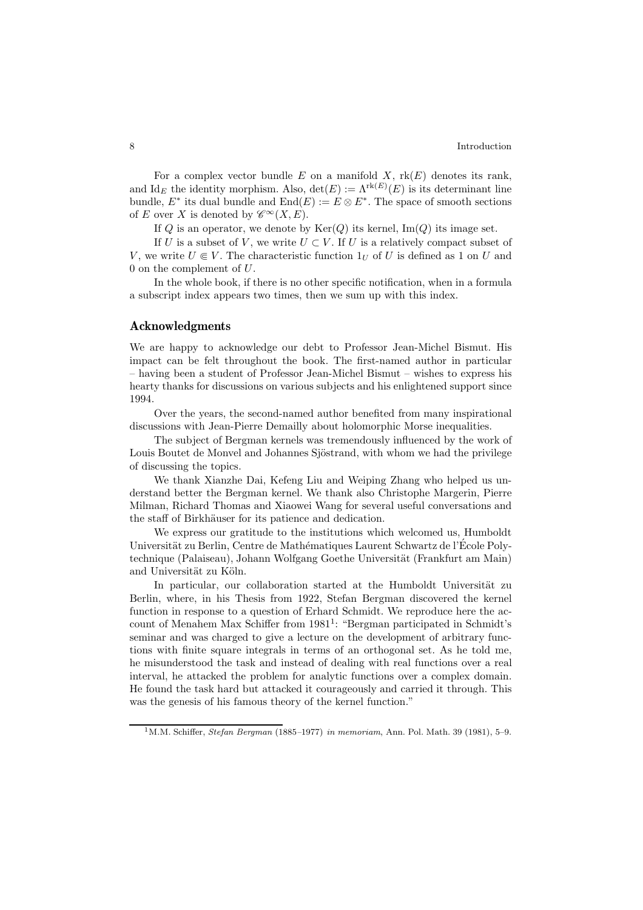For a complex vector bundle $E$ on a manifold $X$, $\mathrm{rk}(E)$ denotes its rank, and $\mathrm{Id}_E$ the identity morphism. Also, $\det(E) := \Lambda^{\mathrm{rk}(E)}(E)$ is its determinant line bundle, $E^*$ its dual bundle and $\mathrm{End}(E) := E \otimes E^*$. The space of smooth sections of $E$ over $X$ is denoted by $\mathscr{C}^\infty(X, E)$.

If $Q$ is an operator, we denote by $\mathrm{Ker}(Q)$ its kernel, $\mathrm{Im}(Q)$ its image set.

If $U$ is a subset of $V$, we write $U \subset V$. If $U$ is a relatively compact subset of $V$, we write $U \Subset V$. The characteristic function $1_U$ of $U$ is defined as 1 on $U$ and 0 on the complement of $U$.

In the whole book, if there is no other specific notification, when in a formula a subscript index appears two times, then we sum up with this index.

## Acknowledgments

We are happy to acknowledge our debt to Professor Jean-Michel Bismut. His impact can be felt throughout the book. The first-named author in particular – having been a student of Professor Jean-Michel Bismut – wishes to express his hearty thanks for discussions on various subjects and his enlightened support since 1994.

Over the years, the second-named author benefited from many inspirational discussions with Jean-Pierre Demailly about holomorphic Morse inequalities.

The subject of Bergman kernels was tremendously influenced by the work of Louis Boutet de Monvel and Johannes Sjöstrand, with whom we had the privilege of discussing the topics.

We thank Xianzhe Dai, Kefeng Liu and Weiping Zhang who helped us understand better the Bergman kernel. We thank also Christophe Margerin, Pierre Milman, Richard Thomas and Xiaowei Wang for several useful conversations and the staff of Birkhäuser for its patience and dedication.

We express our gratitude to the institutions which welcomed us, Humboldt Universität zu Berlin, Centre de Mathématiques Laurent Schwartz de l'École Polytechnique (Palaiseau), Johann Wolfgang Goethe Universität (Frankfurt am Main) and Universität zu Köln.

In particular, our collaboration started at the Humboldt Universität zu Berlin, where, in his Thesis from 1922, Stefan Bergman discovered the kernel function in response to a question of Erhard Schmidt. We reproduce here the account of Menahem Max Schiffer from 1981[1]: "Bergman participated in Schmidt's seminar and was charged to give a lecture on the development of arbitrary functions with finite square integrals in terms of an orthogonal set. As he told me, he misunderstood the task and instead of dealing with real functions over a real interval, he attacked the problem for analytic functions over a complex domain. He found the task hard but attacked it courageously and carried it through. This was the genesis of his famous theory of the kernel function."

[1] M.M. Schiffer, *Stefan Bergman* (1885–1977) *in memoriam*, Ann. Pol. Math. 39 (1981), 5–9.